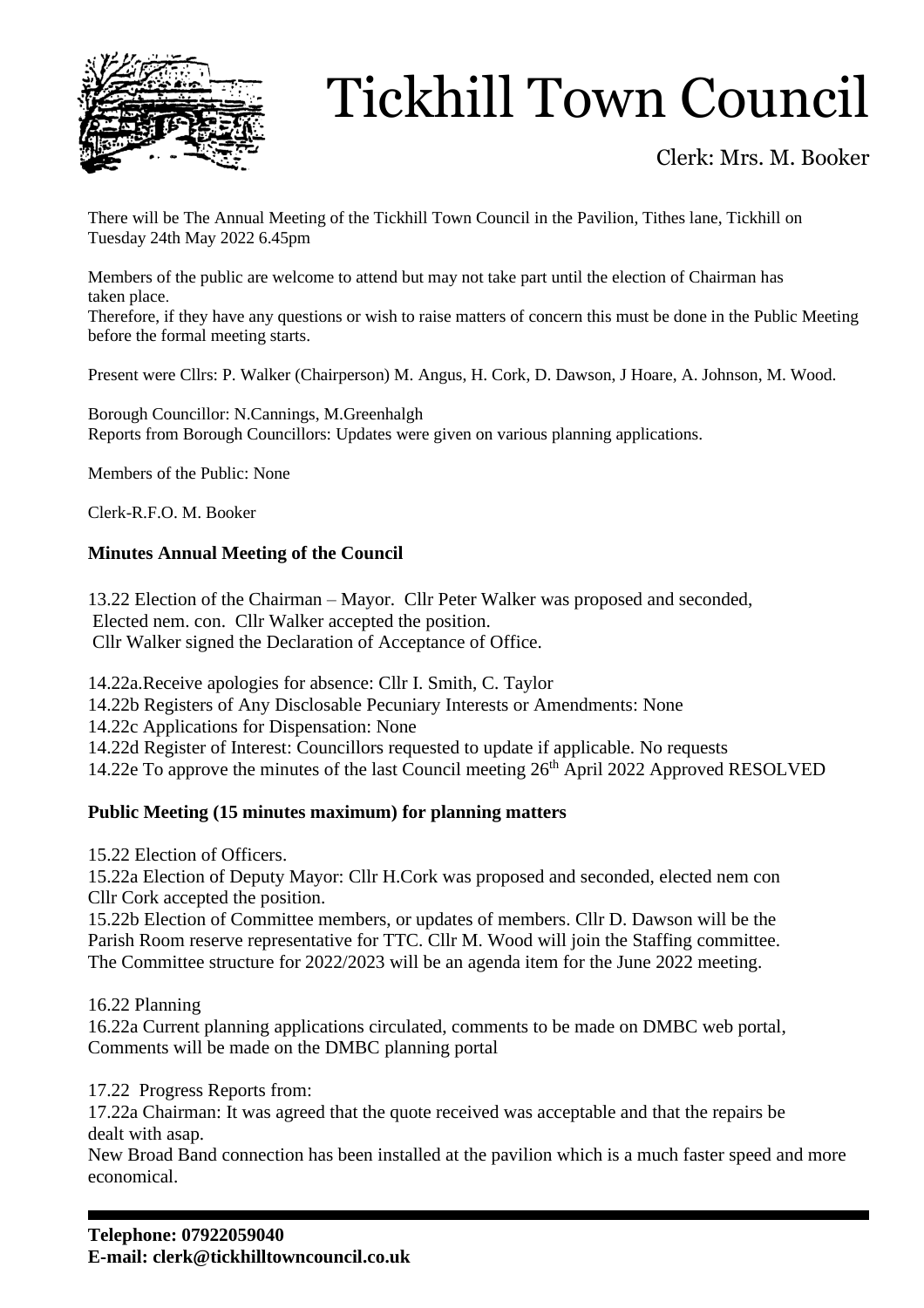# Tickhill Town Council

Clerk: Mrs. M. Booker

There will be The Annual Meeting of the Tickhill Town Council in the Pavilion, Tithes lane, Tickhill on Tuesday 24th May 2022 6.45pm

Members of the public are welcome to attend but may not take part until the election of Chairman has taken place.
Therefore, if they have any questions or wish to raise matters of concern this must be done in the Public Meeting before the formal meeting starts.

Present were Cllrs: P. Walker (Chairperson) M. Angus, H. Cork, D. Dawson, J Hoare, A. Johnson, M. Wood.

Borough Councillor: N.Cannings, M.Greenhalgh
Reports from Borough Councillors: Updates were given on various planning applications.

Members of the Public: None

Clerk-R.F.O. M. Booker

**Minutes Annual Meeting of the Council**

13.22 Election of the Chairman – Mayor. Cllr Peter Walker was proposed and seconded, Elected nem. con. Cllr Walker accepted the position.
Cllr Walker signed the Declaration of Acceptance of Office.

14.22a.Receive apologies for absence: Cllr I. Smith, C. Taylor
14.22b Registers of Any Disclosable Pecuniary Interests or Amendments: None
14.22c Applications for Dispensation: None
14.22d Register of Interest: Councillors requested to update if applicable. No requests
14.22e To approve the minutes of the last Council meeting 26th April 2022 Approved RESOLVED

**Public Meeting (15 minutes maximum) for planning matters**

15.22 Election of Officers.
15.22a Election of Deputy Mayor: Cllr H.Cork was proposed and seconded, elected nem con Cllr Cork accepted the position.
15.22b Election of Committee members, or updates of members. Cllr D. Dawson will be the Parish Room reserve representative for TTC. Cllr M. Wood will join the Staffing committee. The Committee structure for 2022/2023 will be an agenda item for the June 2022 meeting.

16.22 Planning
16.22a Current planning applications circulated, comments to be made on DMBC web portal, Comments will be made on the DMBC planning portal

17.22 Progress Reports from:
17.22a Chairman: It was agreed that the quote received was acceptable and that the repairs be dealt with asap.
New Broad Band connection has been installed at the pavilion which is a much faster speed and more economical.

**Telephone: 07922059040**
**E-mail: clerk@tickhilltowncouncil.co.uk**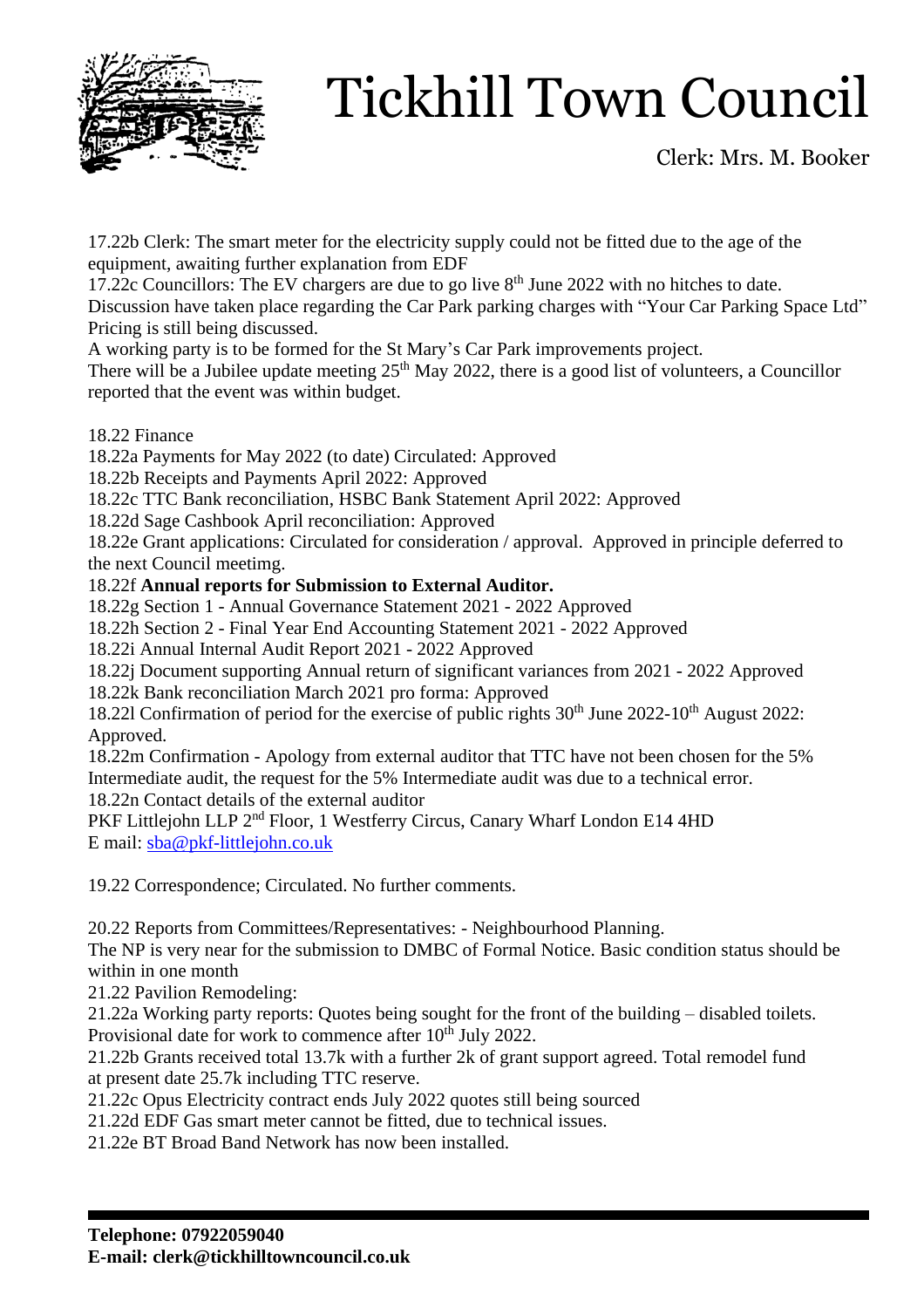# Tickhill Town Council

Clerk: Mrs. M. Booker

17.22b Clerk: The smart meter for the electricity supply could not be fitted due to the age of the equipment, awaiting further explanation from EDF

17.22c Councillors: The EV chargers are due to go live 8th June 2022 with no hitches to date. Discussion have taken place regarding the Car Park parking charges with "Your Car Parking Space Ltd" Pricing is still being discussed.

A working party is to be formed for the St Mary's Car Park improvements project.

There will be a Jubilee update meeting 25th May 2022, there is a good list of volunteers, a Councillor reported that the event was within budget.

18.22 Finance

18.22a Payments for May 2022 (to date) Circulated: Approved

18.22b Receipts and Payments April 2022: Approved

18.22c TTC Bank reconciliation, HSBC Bank Statement April 2022: Approved

18.22d Sage Cashbook April reconciliation: Approved

18.22e Grant applications: Circulated for consideration / approval. Approved in principle deferred to the next Council meetimg.

18.22f **Annual reports for Submission to External Auditor.**

18.22g Section 1 - Annual Governance Statement 2021 - 2022 Approved

18.22h Section 2 - Final Year End Accounting Statement 2021 - 2022 Approved

18.22i Annual Internal Audit Report 2021 - 2022 Approved

18.22j Document supporting Annual return of significant variances from 2021 - 2022 Approved

18.22k Bank reconciliation March 2021 pro forma: Approved

18.22l Confirmation of period for the exercise of public rights 30th June 2022-10th August 2022: Approved.

18.22m Confirmation - Apology from external auditor that TTC have not been chosen for the 5% Intermediate audit, the request for the 5% Intermediate audit was due to a technical error.

18.22n Contact details of the external auditor

PKF Littlejohn LLP 2nd Floor, 1 Westferry Circus, Canary Wharf London E14 4HD

E mail: sba@pkf-littlejohn.co.uk

19.22 Correspondence; Circulated. No further comments.

20.22 Reports from Committees/Representatives: - Neighbourhood Planning.

The NP is very near for the submission to DMBC of Formal Notice. Basic condition status should be within in one month

21.22 Pavilion Remodeling:

21.22a Working party reports: Quotes being sought for the front of the building – disabled toilets. Provisional date for work to commence after 10th July 2022.

21.22b Grants received total 13.7k with a further 2k of grant support agreed. Total remodel fund at present date 25.7k including TTC reserve.

21.22c Opus Electricity contract ends July 2022 quotes still being sourced

21.22d EDF Gas smart meter cannot be fitted, due to technical issues.

21.22e BT Broad Band Network has now been installed.

**Telephone: 07922059040**
**E-mail: clerk@tickhilltowncouncil.co.uk**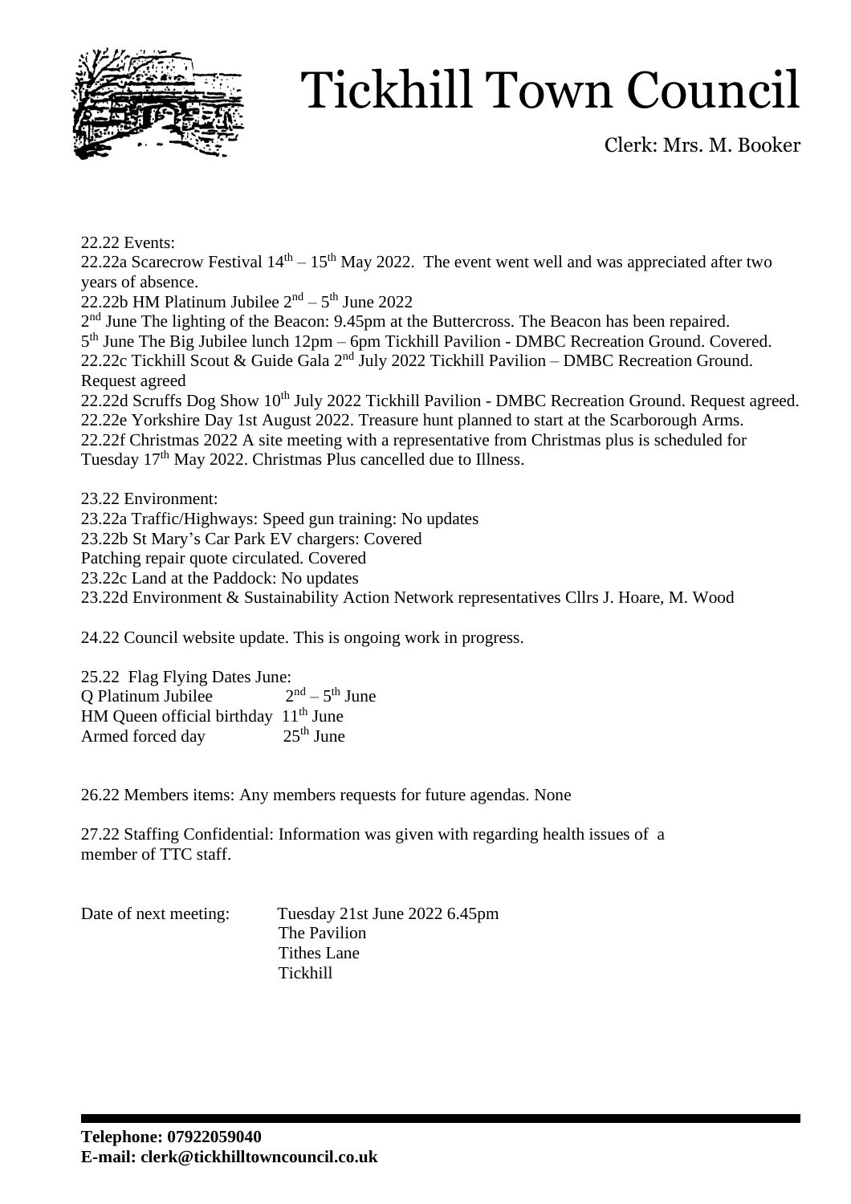# Tickhill Town Council

Clerk: Mrs. M. Booker

22.22 Events:

22.22a Scarecrow Festival 14th – 15th May 2022. The event went well and was appreciated after two years of absence.

22.22b HM Platinum Jubilee 2nd – 5th June 2022

2nd June The lighting of the Beacon: 9.45pm at the Buttercross. The Beacon has been repaired.

5th June The Big Jubilee lunch 12pm – 6pm Tickhill Pavilion - DMBC Recreation Ground. Covered.

22.22c Tickhill Scout & Guide Gala 2nd July 2022 Tickhill Pavilion – DMBC Recreation Ground. Request agreed

22.22d Scruffs Dog Show 10th July 2022 Tickhill Pavilion - DMBC Recreation Ground. Request agreed.

22.22e Yorkshire Day 1st August 2022. Treasure hunt planned to start at the Scarborough Arms.

22.22f Christmas 2022 A site meeting with a representative from Christmas plus is scheduled for Tuesday 17th May 2022. Christmas Plus cancelled due to Illness.

23.22 Environment:

23.22a Traffic/Highways: Speed gun training: No updates

23.22b St Mary's Car Park EV chargers: Covered

Patching repair quote circulated. Covered

23.22c Land at the Paddock: No updates

23.22d Environment & Sustainability Action Network representatives Cllrs J. Hoare, M. Wood

24.22 Council website update. This is ongoing work in progress.

25.22 Flag Flying Dates June:

| | |
|---|---|
| Q Platinum Jubilee | 2nd – 5th June |
| HM Queen official birthday | 11th June |
| Armed forced day | 25th June |

26.22 Members items: Any members requests for future agendas. None

27.22 Staffing Confidential: Information was given with regarding health issues of a member of TTC staff.

Date of next meeting: Tuesday 21st June 2022 6.45pm
The Pavilion
Tithes Lane
Tickhill

**Telephone: 07922059040**
**E-mail: clerk@tickhilltowncouncil.co.uk**